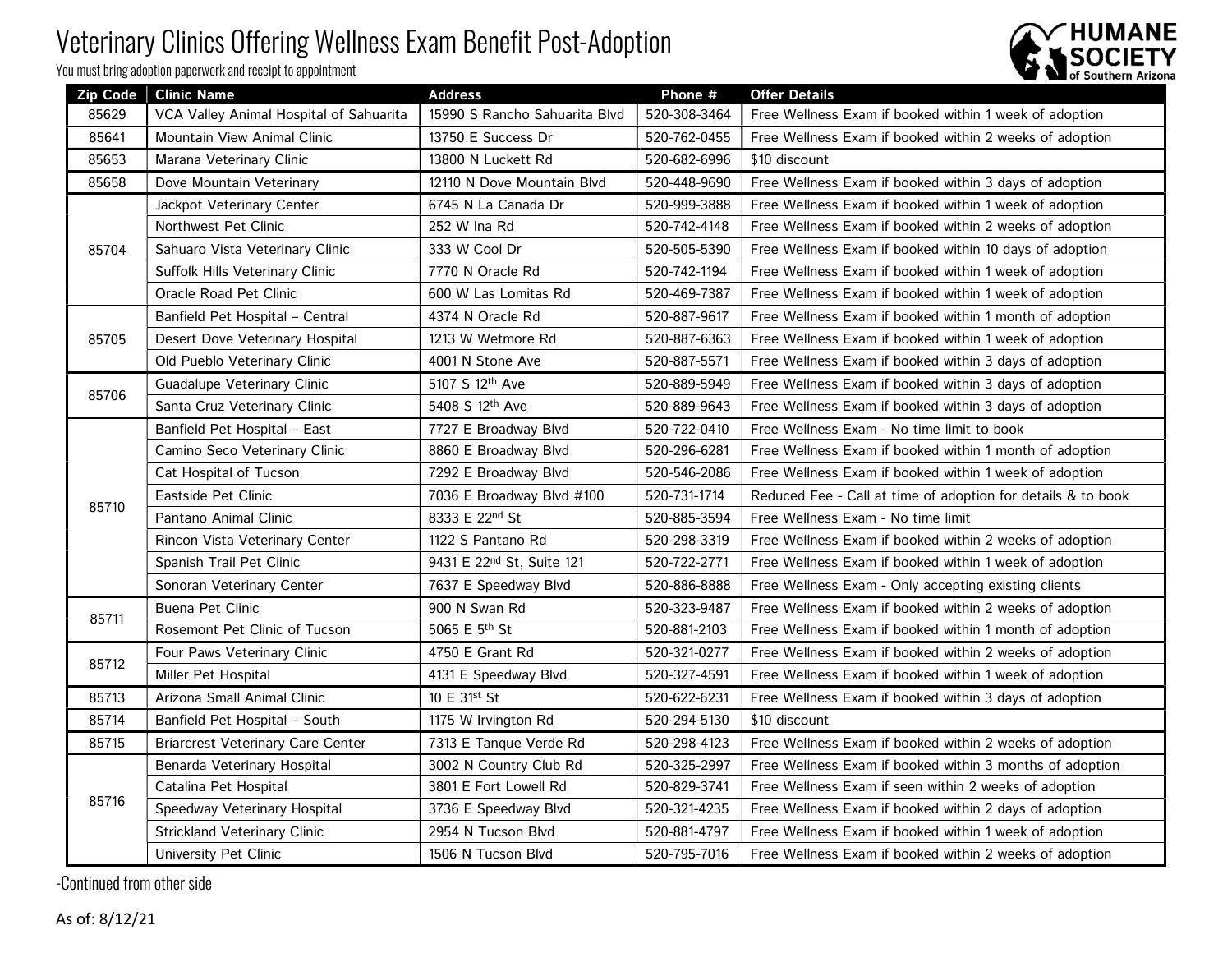# Veterinary Clinics Offering Wellness Exam Benefit Post-Adoption

You must bring adoption paperwork and receipt to appointment

| Zip Code | Clinic Name | Address | Phone # | Offer Details |
|---|---|---|---|---|
| 85629 | VCA Valley Animal Hospital of Sahuarita | 15990 S Rancho Sahuarita Blvd | 520-308-3464 | Free Wellness Exam if booked within 1 week of adoption |
| 85641 | Mountain View Animal Clinic | 13750 E Success Dr | 520-762-0455 | Free Wellness Exam if booked within 2 weeks of adoption |
| 85653 | Marana Veterinary Clinic | 13800 N Luckett Rd | 520-682-6996 | $10 discount |
| 85658 | Dove Mountain Veterinary | 12110 N Dove Mountain Blvd | 520-448-9690 | Free Wellness Exam if booked within 3 days of adoption |
| 85704 | Jackpot Veterinary Center | 6745 N La Canada Dr | 520-999-3888 | Free Wellness Exam if booked within 1 week of adoption |
| | Northwest Pet Clinic | 252 W Ina Rd | 520-742-4148 | Free Wellness Exam if booked within 2 weeks of adoption |
| | Sahuaro Vista Veterinary Clinic | 333 W Cool Dr | 520-505-5390 | Free Wellness Exam if booked within 10 days of adoption |
| | Suffolk Hills Veterinary Clinic | 7770 N Oracle Rd | 520-742-1194 | Free Wellness Exam if booked within 1 week of adoption |
| | Oracle Road Pet Clinic | 600 W Las Lomitas Rd | 520-469-7387 | Free Wellness Exam if booked within 1 week of adoption |
| 85705 | Banfield Pet Hospital – Central | 4374 N Oracle Rd | 520-887-9617 | Free Wellness Exam if booked within 1 month of adoption |
| | Desert Dove Veterinary Hospital | 1213 W Wetmore Rd | 520-887-6363 | Free Wellness Exam if booked within 1 week of adoption |
| | Old Pueblo Veterinary Clinic | 4001 N Stone Ave | 520-887-5571 | Free Wellness Exam if booked within 3 days of adoption |
| 85706 | Guadalupe Veterinary Clinic | 5107 S 12th Ave | 520-889-5949 | Free Wellness Exam if booked within 3 days of adoption |
| | Santa Cruz Veterinary Clinic | 5408 S 12th Ave | 520-889-9643 | Free Wellness Exam if booked within 3 days of adoption |
| 85710 | Banfield Pet Hospital – East | 7727 E Broadway Blvd | 520-722-0410 | Free Wellness Exam - No time limit to book |
| | Camino Seco Veterinary Clinic | 8860 E Broadway Blvd | 520-296-6281 | Free Wellness Exam if booked within 1 month of adoption |
| | Cat Hospital of Tucson | 7292 E Broadway Blvd | 520-546-2086 | Free Wellness Exam if booked within 1 week of adoption |
| | Eastside Pet Clinic | 7036 E Broadway Blvd #100 | 520-731-1714 | Reduced Fee - Call at time of adoption for details & to book |
| | Pantano Animal Clinic | 8333 E 22nd St | 520-885-3594 | Free Wellness Exam - No time limit |
| | Rincon Vista Veterinary Center | 1122 S Pantano Rd | 520-298-3319 | Free Wellness Exam if booked within 2 weeks of adoption |
| | Spanish Trail Pet Clinic | 9431 E 22nd St, Suite 121 | 520-722-2771 | Free Wellness Exam if booked within 1 week of adoption |
| | Sonoran Veterinary Center | 7637 E Speedway Blvd | 520-886-8888 | Free Wellness Exam - Only accepting existing clients |
| 85711 | Buena Pet Clinic | 900 N Swan Rd | 520-323-9487 | Free Wellness Exam if booked within 2 weeks of adoption |
| | Rosemont Pet Clinic of Tucson | 5065 E 5th St | 520-881-2103 | Free Wellness Exam if booked within 1 month of adoption |
| 85712 | Four Paws Veterinary Clinic | 4750 E Grant Rd | 520-321-0277 | Free Wellness Exam if booked within 2 weeks of adoption |
| | Miller Pet Hospital | 4131 E Speedway Blvd | 520-327-4591 | Free Wellness Exam if booked within 1 week of adoption |
| 85713 | Arizona Small Animal Clinic | 10 E 31st St | 520-622-6231 | Free Wellness Exam if booked within 3 days of adoption |
| 85714 | Banfield Pet Hospital – South | 1175 W Irvington Rd | 520-294-5130 | $10 discount |
| 85715 | Briarcrest Veterinary Care Center | 7313 E Tanque Verde Rd | 520-298-4123 | Free Wellness Exam if booked within 2 weeks of adoption |
| 85716 | Benarda Veterinary Hospital | 3002 N Country Club Rd | 520-325-2997 | Free Wellness Exam if booked within 3 months of adoption |
| | Catalina Pet Hospital | 3801 E Fort Lowell Rd | 520-829-3741 | Free Wellness Exam if seen within 2 weeks of adoption |
| | Speedway Veterinary Hospital | 3736 E Speedway Blvd | 520-321-4235 | Free Wellness Exam if booked within 2 days of adoption |
| | Strickland Veterinary Clinic | 2954 N Tucson Blvd | 520-881-4797 | Free Wellness Exam if booked within 1 week of adoption |
| | University Pet Clinic | 1506 N Tucson Blvd | 520-795-7016 | Free Wellness Exam if booked within 2 weeks of adoption |

-Continued from other side

As of: 8/12/21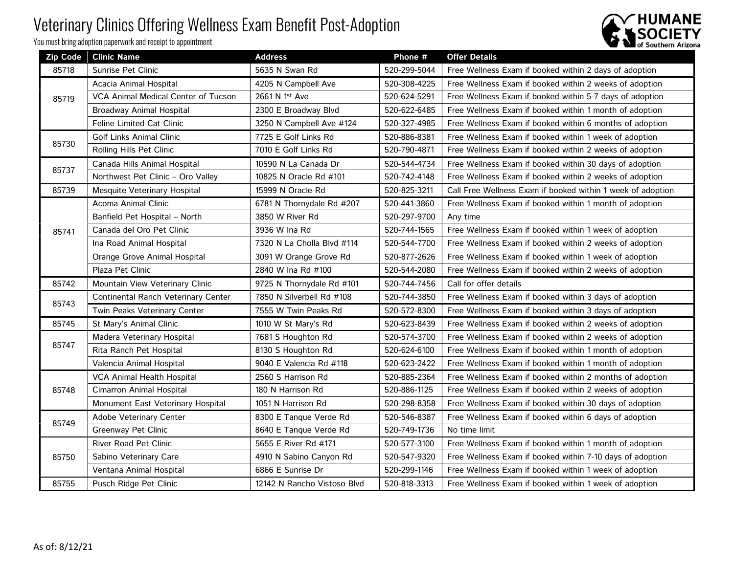# Veterinary Clinics Offering Wellness Exam Benefit Post-Adoption

You must bring adoption paperwork and receipt to appointment

HUMANE SOCIETY of Southern Arizona

| Zip Code | Clinic Name | Address | Phone # | Offer Details |
|---|---|---|---|---|
| 85718 | Sunrise Pet Clinic | 5635 N Swan Rd | 520-299-5044 | Free Wellness Exam if booked within 2 days of adoption |
| 85719 | Acacia Animal Hospital | 4205 N Campbell Ave | 520-308-4225 | Free Wellness Exam if booked within 2 weeks of adoption |
| | VCA Animal Medical Center of Tucson | 2661 N 1st Ave | 520-624-5291 | Free Wellness Exam if booked within 5-7 days of adoption |
| | Broadway Animal Hospital | 2300 E Broadway Blvd | 520-622-6485 | Free Wellness Exam if booked within 1 month of adoption |
| | Feline Limited Cat Clinic | 3250 N Campbell Ave #124 | 520-327-4985 | Free Wellness Exam if booked within 6 months of adoption |
| 85730 | Golf Links Animal Clinic | 7725 E Golf Links Rd | 520-886-8381 | Free Wellness Exam if booked within 1 week of adoption |
| | Rolling Hills Pet Clinic | 7010 E Golf Links Rd | 520-790-4871 | Free Wellness Exam if booked within 2 weeks of adoption |
| 85737 | Canada Hills Animal Hospital | 10590 N La Canada Dr | 520-544-4734 | Free Wellness Exam if booked within 30 days of adoption |
| | Northwest Pet Clinic – Oro Valley | 10825 N Oracle Rd #101 | 520-742-4148 | Free Wellness Exam if booked within 2 weeks of adoption |
| 85739 | Mesquite Veterinary Hospital | 15999 N Oracle Rd | 520-825-3211 | Call Free Wellness Exam if booked within 1 week of adoption |
| 85741 | Acoma Animal Clinic | 6781 N Thornydale Rd #207 | 520-441-3860 | Free Wellness Exam if booked within 1 month of adoption |
| | Banfield Pet Hospital – North | 3850 W River Rd | 520-297-9700 | Any time |
| | Canada del Oro Pet Clinic | 3936 W Ina Rd | 520-744-1565 | Free Wellness Exam if booked within 1 week of adoption |
| | Ina Road Animal Hospital | 7320 N La Cholla Blvd #114 | 520-544-7700 | Free Wellness Exam if booked within 2 weeks of adoption |
| | Orange Grove Animal Hospital | 3091 W Orange Grove Rd | 520-877-2626 | Free Wellness Exam if booked within 1 week of adoption |
| | Plaza Pet Clinic | 2840 W Ina Rd #100 | 520-544-2080 | Free Wellness Exam if booked within 2 weeks of adoption |
| 85742 | Mountain View Veterinary Clinic | 9725 N Thornydale Rd #101 | 520-744-7456 | Call for offer details |
| 85743 | Continental Ranch Veterinary Center | 7850 N Silverbell Rd #108 | 520-744-3850 | Free Wellness Exam if booked within 3 days of adoption |
| | Twin Peaks Veterinary Center | 7555 W Twin Peaks Rd | 520-572-8300 | Free Wellness Exam if booked within 3 days of adoption |
| 85745 | St Mary's Animal Clinic | 1010 W St Mary's Rd | 520-623-8439 | Free Wellness Exam if booked within 2 weeks of adoption |
| 85747 | Madera Veterinary Hospital | 7681 S Houghton Rd | 520-574-3700 | Free Wellness Exam if booked within 2 weeks of adoption |
| | Rita Ranch Pet Hospital | 8130 S Houghton Rd | 520-624-6100 | Free Wellness Exam if booked within 1 month of adoption |
| | Valencia Animal Hospital | 9040 E Valencia Rd #118 | 520-623-2422 | Free Wellness Exam if booked within 1 month of adoption |
| 85748 | VCA Animal Health Hospital | 2560 S Harrison Rd | 520-885-2364 | Free Wellness Exam if booked within 2 months of adoption |
| | Cimarron Animal Hospital | 180 N Harrison Rd | 520-886-1125 | Free Wellness Exam if booked within 2 weeks of adoption |
| | Monument East Veterinary Hospital | 1051 N Harrison Rd | 520-298-8358 | Free Wellness Exam if booked within 30 days of adoption |
| 85749 | Adobe Veterinary Center | 8300 E Tanque Verde Rd | 520-546-8387 | Free Wellness Exam if booked within 6 days of adoption |
| | Greenway Pet Clinic | 8640 E Tanque Verde Rd | 520-749-1736 | No time limit |
| 85750 | River Road Pet Clinic | 5655 E River Rd #171 | 520-577-3100 | Free Wellness Exam if booked within 1 month of adoption |
| | Sabino Veterinary Care | 4910 N Sabino Canyon Rd | 520-547-9320 | Free Wellness Exam if booked within 7-10 days of adoption |
| | Ventana Animal Hospital | 6866 E Sunrise Dr | 520-299-1146 | Free Wellness Exam if booked within 1 week of adoption |
| 85755 | Pusch Ridge Pet Clinic | 12142 N Rancho Vistoso Blvd | 520-818-3313 | Free Wellness Exam if booked within 1 week of adoption |

As of: 8/12/21